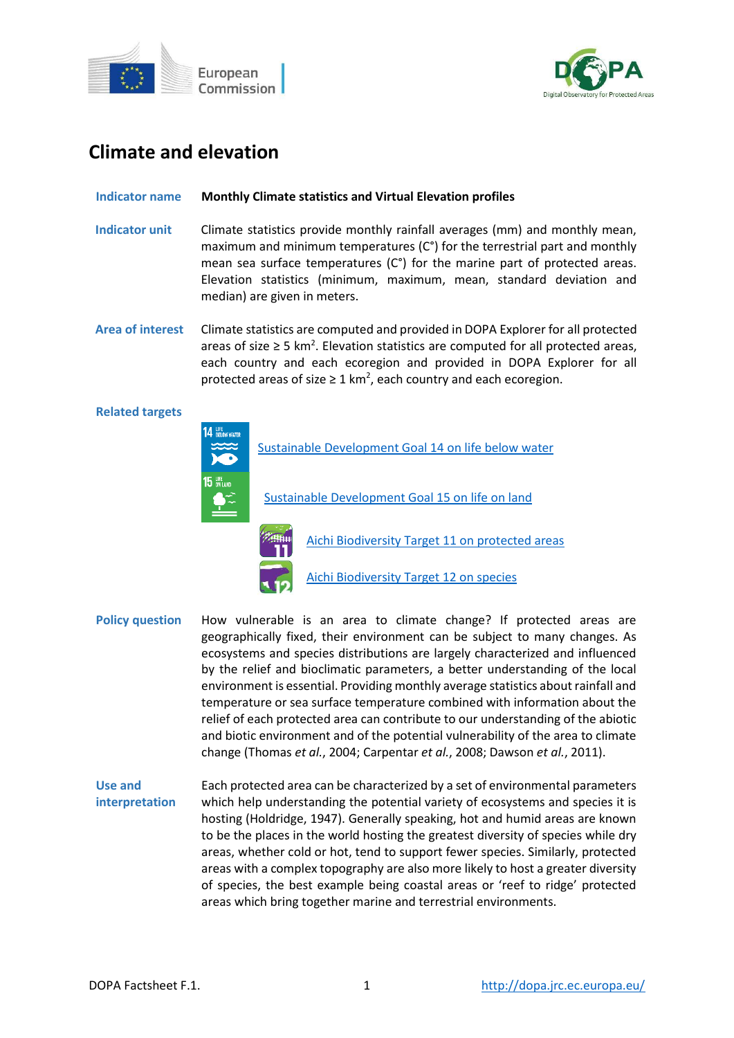# Climate and elevation

**Indicator name** — **Monthly Climate statistics and Virtual Elevation profiles**

**Indicator unit** — Climate statistics provide monthly rainfall averages (mm) and monthly mean, maximum and minimum temperatures (C°) for the terrestrial part and monthly mean sea surface temperatures (C°) for the marine part of protected areas. Elevation statistics (minimum, maximum, mean, standard deviation and median) are given in meters.

**Area of interest** — Climate statistics are computed and provided in DOPA Explorer for all protected areas of size ≥ 5 $km^2$. Elevation statistics are computed for all protected areas, each country and each ecoregion and provided in DOPA Explorer for all protected areas of size ≥ 1 $km^2$, each country and each ecoregion.

**Related targets**

- Sustainable Development Goal 14 on life below water
- Sustainable Development Goal 15 on life on land
- Aichi Biodiversity Target 11 on protected areas
- Aichi Biodiversity Target 12 on species

**Policy question** — How vulnerable is an area to climate change? If protected areas are geographically fixed, their environment can be subject to many changes. As ecosystems and species distributions are largely characterized and influenced by the relief and bioclimatic parameters, a better understanding of the local environment is essential. Providing monthly average statistics about rainfall and temperature or sea surface temperature combined with information about the relief of each protected area can contribute to our understanding of the abiotic and biotic environment and of the potential vulnerability of the area to climate change (Thomas *et al.*, 2004; Carpentar *et al.*, 2008; Dawson *et al.*, 2011).

**Use and interpretation** — Each protected area can be characterized by a set of environmental parameters which help understanding the potential variety of ecosystems and species it is hosting (Holdridge, 1947). Generally speaking, hot and humid areas are known to be the places in the world hosting the greatest diversity of species while dry areas, whether cold or hot, tend to support fewer species. Similarly, protected areas with a complex topography are also more likely to host a greater diversity of species, the best example being coastal areas or 'reef to ridge' protected areas which bring together marine and terrestrial environments.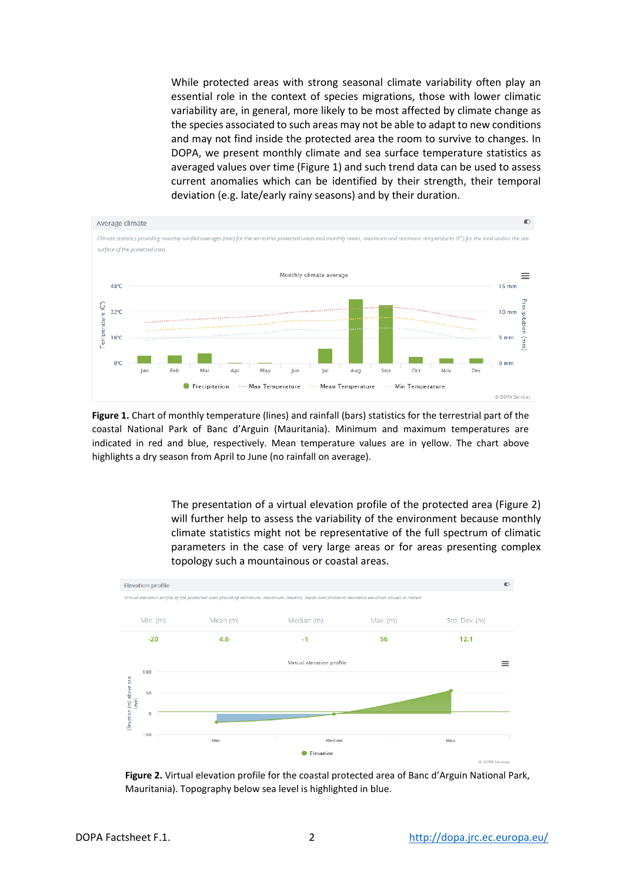While protected areas with strong seasonal climate variability often play an essential role in the context of species migrations, those with lower climatic variability are, in general, more likely to be most affected by climate change as the species associated to such areas may not be able to adapt to new conditions and may not find inside the protected area the room to survive to changes. In DOPA, we present monthly climate and sea surface temperature statistics as averaged values over time (Figure 1) and such trend data can be used to assess current anomalies which can be identified by their strength, their temporal deviation (e.g. late/early rainy seasons) and by their duration.

**Figure 1.** Chart of monthly temperature (lines) and rainfall (bars) statistics for the terrestrial part of the coastal National Park of Banc d'Arguin (Mauritania). Minimum and maximum temperatures are indicated in red and blue, respectively. Mean temperature values are in yellow. The chart above highlights a dry season from April to June (no rainfall on average).

The presentation of a virtual elevation profile of the protected area (Figure 2) will further help to assess the variability of the environment because monthly climate statistics might not be representative of the full spectrum of climatic parameters in the case of very large areas or for areas presenting complex topology such a mountainous or coastal areas.

| Min. (m) | Mean (m) | Median (m) | Max. (m) | Std. Dev. (m) |
|---|---|---|---|---|
| -20 | 4.6 | -1 | 56 | 12.1 |

**Figure 2.** Virtual elevation profile for the coastal protected area of Banc d'Arguin National Park, Mauritania). Topography below sea level is highlighted in blue.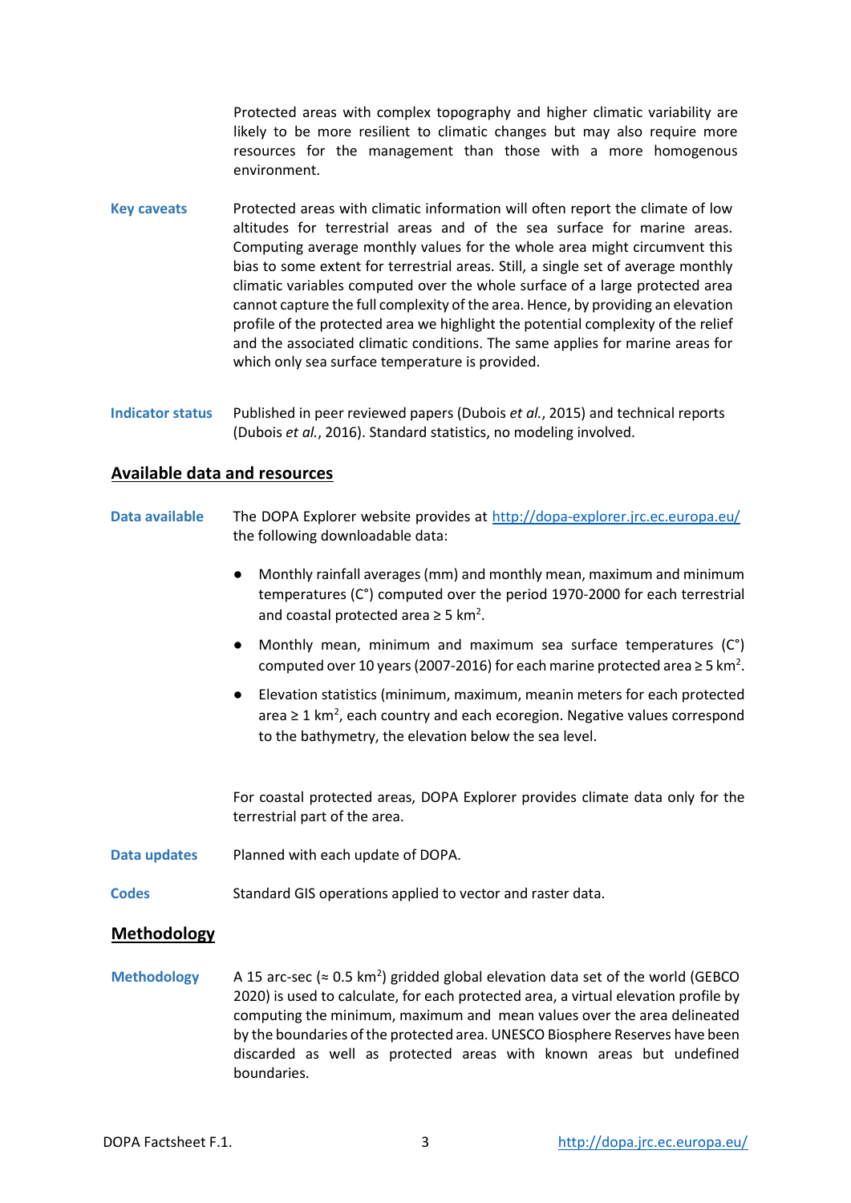Protected areas with complex topography and higher climatic variability are likely to be more resilient to climatic changes but may also require more resources for the management than those with a more homogenous environment.

**Key caveats**

Protected areas with climatic information will often report the climate of low altitudes for terrestrial areas and of the sea surface for marine areas. Computing average monthly values for the whole area might circumvent this bias to some extent for terrestrial areas. Still, a single set of average monthly climatic variables computed over the whole surface of a large protected area cannot capture the full complexity of the area. Hence, by providing an elevation profile of the protected area we highlight the potential complexity of the relief and the associated climatic conditions. The same applies for marine areas for which only sea surface temperature is provided.

**Indicator status**

Published in peer reviewed papers (Dubois *et al.*, 2015) and technical reports (Dubois *et al.*, 2016). Standard statistics, no modeling involved.

## Available data and resources

**Data available**

The DOPA Explorer website provides at http://dopa-explorer.jrc.ec.europa.eu/ the following downloadable data:

- Monthly rainfall averages (mm) and monthly mean, maximum and minimum temperatures (C°) computed over the period 1970-2000 for each terrestrial and coastal protected area ≥ 5 km$^2$.
- Monthly mean, minimum and maximum sea surface temperatures (C°) computed over 10 years (2007-2016) for each marine protected area ≥ 5 km$^2$.
- Elevation statistics (minimum, maximum, meanin meters for each protected area ≥ 1 km$^2$, each country and each ecoregion. Negative values correspond to the bathymetry, the elevation below the sea level.

For coastal protected areas, DOPA Explorer provides climate data only for the terrestrial part of the area.

**Data updates**

Planned with each update of DOPA.

**Codes**

Standard GIS operations applied to vector and raster data.

## Methodology

**Methodology**

A 15 arc-sec (≈ 0.5 km$^2$) gridded global elevation data set of the world (GEBCO 2020) is used to calculate, for each protected area, a virtual elevation profile by computing the minimum, maximum and mean values over the area delineated by the boundaries of the protected area. UNESCO Biosphere Reserves have been discarded as well as protected areas with known areas but undefined boundaries.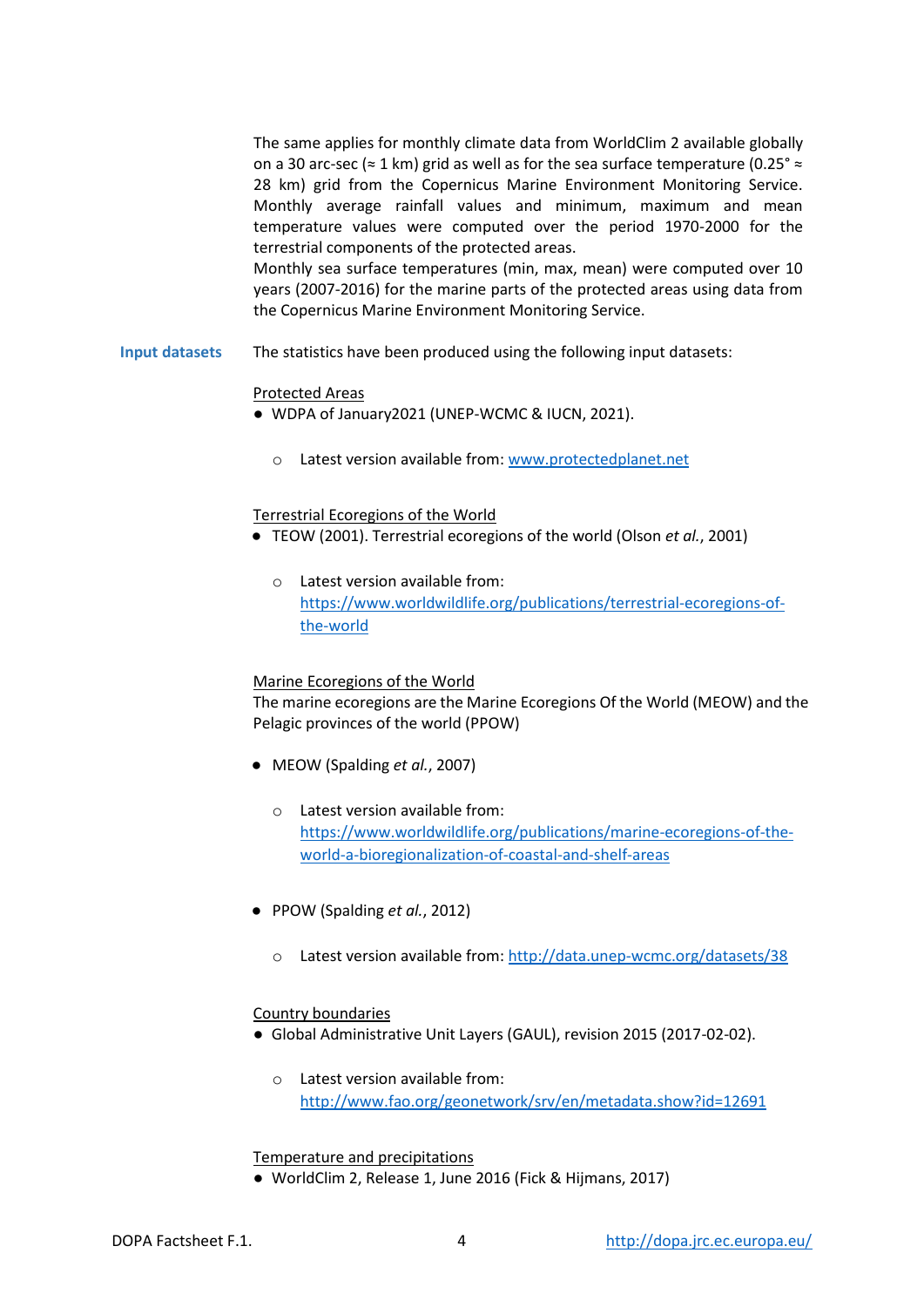The same applies for monthly climate data from WorldClim 2 available globally on a 30 arc-sec (≈ 1 km) grid as well as for the sea surface temperature (0.25° ≈ 28 km) grid from the Copernicus Marine Environment Monitoring Service. Monthly average rainfall values and minimum, maximum and mean temperature values were computed over the period 1970-2000 for the terrestrial components of the protected areas.
Monthly sea surface temperatures (min, max, mean) were computed over 10 years (2007-2016) for the marine parts of the protected areas using data from the Copernicus Marine Environment Monitoring Service.

**Input datasets**

The statistics have been produced using the following input datasets:

Protected Areas

- WDPA of January2021 (UNEP-WCMC & IUCN, 2021).
  - Latest version available from: [www.protectedplanet.net](www.protectedplanet.net)

Terrestrial Ecoregions of the World

- TEOW (2001). Terrestrial ecoregions of the world (Olson *et al.*, 2001)
  - Latest version available from: [https://www.worldwildlife.org/publications/terrestrial-ecoregions-of-the-world](https://www.worldwildlife.org/publications/terrestrial-ecoregions-of-the-world)

Marine Ecoregions of the World

The marine ecoregions are the Marine Ecoregions Of the World (MEOW) and the Pelagic provinces of the world (PPOW)

- MEOW (Spalding *et al.*, 2007)
  - Latest version available from: [https://www.worldwildlife.org/publications/marine-ecoregions-of-the-world-a-bioregionalization-of-coastal-and-shelf-areas](https://www.worldwildlife.org/publications/marine-ecoregions-of-the-world-a-bioregionalization-of-coastal-and-shelf-areas)
- PPOW (Spalding *et al.*, 2012)
  - Latest version available from: [http://data.unep-wcmc.org/datasets/38](http://data.unep-wcmc.org/datasets/38)

Country boundaries

- Global Administrative Unit Layers (GAUL), revision 2015 (2017-02-02).
  - Latest version available from: [http://www.fao.org/geonetwork/srv/en/metadata.show?id=12691](http://www.fao.org/geonetwork/srv/en/metadata.show?id=12691)

Temperature and precipitations

- WorldClim 2, Release 1, June 2016 (Fick & Hijmans, 2017)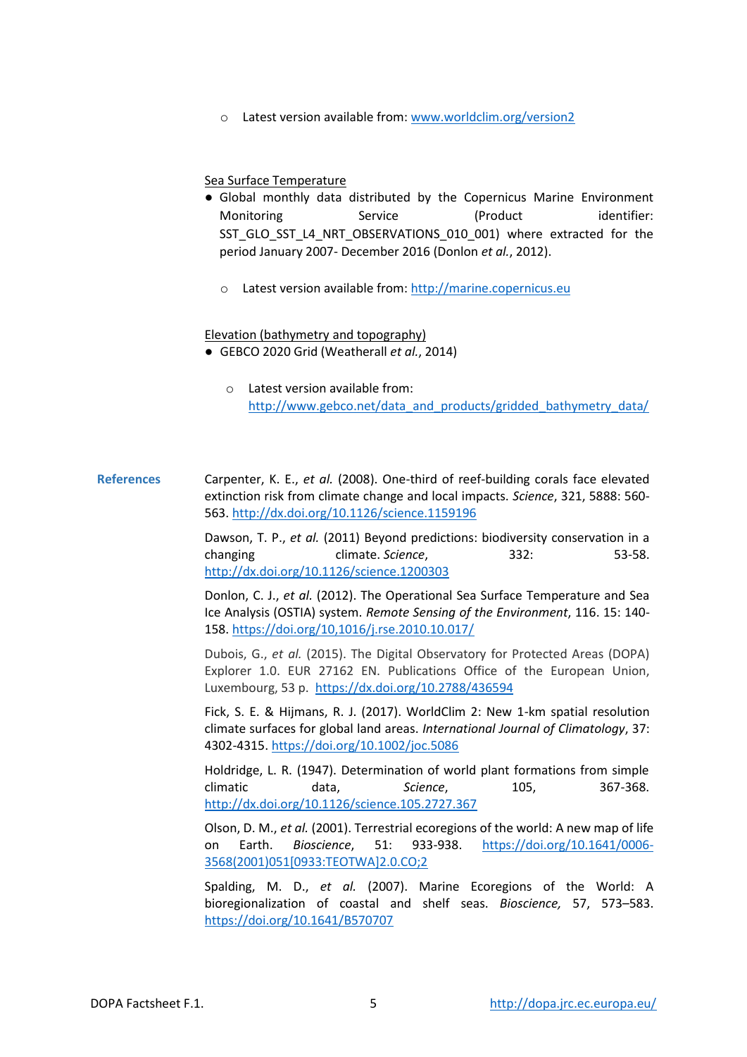- Latest version available from: www.worldclim.org/version2

Sea Surface Temperature

- Global monthly data distributed by the Copernicus Marine Environment Monitoring Service (Product identifier: SST_GLO_SST_L4_NRT_OBSERVATIONS_010_001) where extracted for the period January 2007- December 2016 (Donlon *et al.*, 2012).
  - Latest version available from: http://marine.copernicus.eu

Elevation (bathymetry and topography)

- GEBCO 2020 Grid (Weatherall *et al.*, 2014)
  - Latest version available from: http://www.gebco.net/data_and_products/gridded_bathymetry_data/

**References**

Carpenter, K. E., *et al.* (2008). One-third of reef-building corals face elevated extinction risk from climate change and local impacts. *Science*, 321, 5888: 560-563. http://dx.doi.org/10.1126/science.1159196

Dawson, T. P., *et al.* (2011) Beyond predictions: biodiversity conservation in a changing climate. *Science*, 332: 53-58. http://dx.doi.org/10.1126/science.1200303

Donlon, C. J., *et al.* (2012). The Operational Sea Surface Temperature and Sea Ice Analysis (OSTIA) system. *Remote Sensing of the Environment*, 116. 15: 140-158. https://doi.org/10,1016/j.rse.2010.10.017/

Dubois, G., *et al.* (2015). The Digital Observatory for Protected Areas (DOPA) Explorer 1.0. EUR 27162 EN. Publications Office of the European Union, Luxembourg, 53 p. https://dx.doi.org/10.2788/436594

Fick, S. E. & Hijmans, R. J. (2017). WorldClim 2: New 1-km spatial resolution climate surfaces for global land areas. *International Journal of Climatology*, 37: 4302-4315. https://doi.org/10.1002/joc.5086

Holdridge, L. R. (1947). Determination of world plant formations from simple climatic data, *Science*, 105, 367-368. http://dx.doi.org/10.1126/science.105.2727.367

Olson, D. M., *et al* (2001). Terrestrial ecoregions of the world: A new map of life on Earth. *Bioscience*, 51: 933-938. https://doi.org/10.1641/0006-3568(2001)051[0933:TEOTWA]2.0.CO;2

Spalding, M. D., *et al.* (2007). Marine Ecoregions of the World: A bioregionalization of coastal and shelf seas. *Bioscience,* 57, 573–583. https://doi.org/10.1641/B570707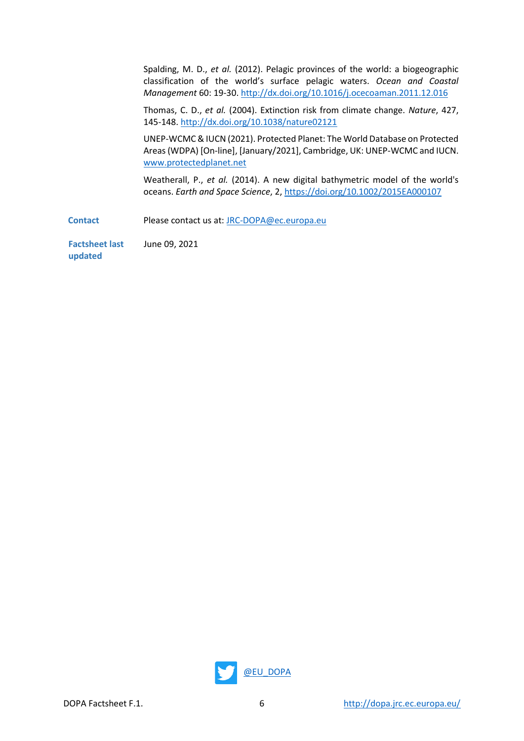Spalding, M. D., *et al.* (2012). Pelagic provinces of the world: a biogeographic classification of the world's surface pelagic waters. *Ocean and Coastal Management* 60: 19-30. http://dx.doi.org/10.1016/j.ocecoaman.2011.12.016

Thomas, C. D., *et al.* (2004). Extinction risk from climate change. *Nature*, 427, 145-148. http://dx.doi.org/10.1038/nature02121

UNEP-WCMC & IUCN (2021). Protected Planet: The World Database on Protected Areas (WDPA) [On-line], [January/2021], Cambridge, UK: UNEP-WCMC and IUCN. www.protectedplanet.net

Weatherall, P., *et al.* (2014). A new digital bathymetric model of the world's oceans. *Earth and Space Science*, 2, https://doi.org/10.1002/2015EA000107

**Contact**

Please contact us at: JRC-DOPA@ec.europa.eu

**Factsheet last updated**

June 09, 2021

@EU_DOPA